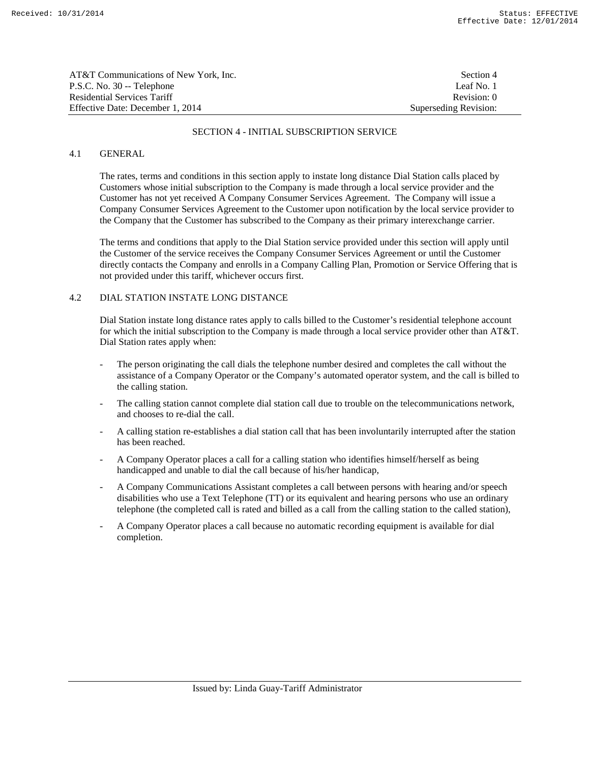AT&T Communications of New York, Inc.
P.S.C. No. 30 -- Telephone
Residential Services Tariff
Effective Date: December 1, 2014

Section 4
Leaf No. 1
Revision: 0
Superseding Revision:

# SECTION 4 - INITIAL SUBSCRIPTION SERVICE

## 4.1 GENERAL

The rates, terms and conditions in this section apply to instate long distance Dial Station calls placed by Customers whose initial subscription to the Company is made through a local service provider and the Customer has not yet received A Company Consumer Services Agreement. The Company will issue a Company Consumer Services Agreement to the Customer upon notification by the local service provider to the Company that the Customer has subscribed to the Company as their primary interexchange carrier.

The terms and conditions that apply to the Dial Station service provided under this section will apply until the Customer of the service receives the Company Consumer Services Agreement or until the Customer directly contacts the Company and enrolls in a Company Calling Plan, Promotion or Service Offering that is not provided under this tariff, whichever occurs first.

## 4.2 DIAL STATION INSTATE LONG DISTANCE

Dial Station instate long distance rates apply to calls billed to the Customer's residential telephone account for which the initial subscription to the Company is made through a local service provider other than AT&T. Dial Station rates apply when:

- The person originating the call dials the telephone number desired and completes the call without the assistance of a Company Operator or the Company's automated operator system, and the call is billed to the calling station.
- The calling station cannot complete dial station call due to trouble on the telecommunications network, and chooses to re-dial the call.
- A calling station re-establishes a dial station call that has been involuntarily interrupted after the station has been reached.
- A Company Operator places a call for a calling station who identifies himself/herself as being handicapped and unable to dial the call because of his/her handicap,
- A Company Communications Assistant completes a call between persons with hearing and/or speech disabilities who use a Text Telephone (TT) or its equivalent and hearing persons who use an ordinary telephone (the completed call is rated and billed as a call from the calling station to the called station),
- A Company Operator places a call because no automatic recording equipment is available for dial completion.

Issued by: Linda Guay-Tariff Administrator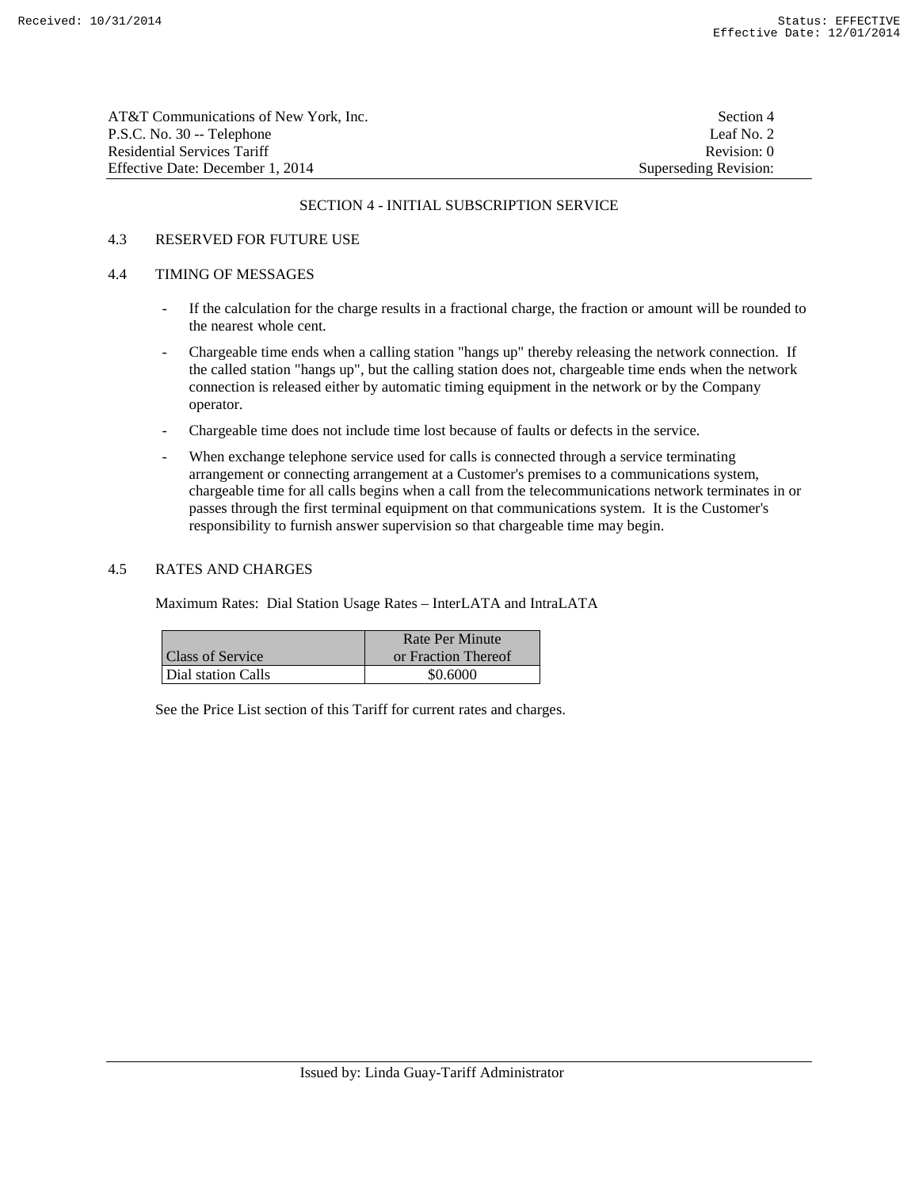## SECTION 4 - INITIAL SUBSCRIPTION SERVICE

### 4.3 RESERVED FOR FUTURE USE

### 4.4 TIMING OF MESSAGES

- If the calculation for the charge results in a fractional charge, the fraction or amount will be rounded to the nearest whole cent.
- Chargeable time ends when a calling station "hangs up" thereby releasing the network connection. If the called station "hangs up", but the calling station does not, chargeable time ends when the network connection is released either by automatic timing equipment in the network or by the Company operator.
- Chargeable time does not include time lost because of faults or defects in the service.
- When exchange telephone service used for calls is connected through a service terminating arrangement or connecting arrangement at a Customer's premises to a communications system, chargeable time for all calls begins when a call from the telecommunications network terminates in or passes through the first terminal equipment on that communications system. It is the Customer's responsibility to furnish answer supervision so that chargeable time may begin.

### 4.5 RATES AND CHARGES

Maximum Rates: Dial Station Usage Rates – InterLATA and IntraLATA

| Class of Service | Rate Per Minute or Fraction Thereof |
|---|---|
| Dial station Calls | $0.6000 |

See the Price List section of this Tariff for current rates and charges.